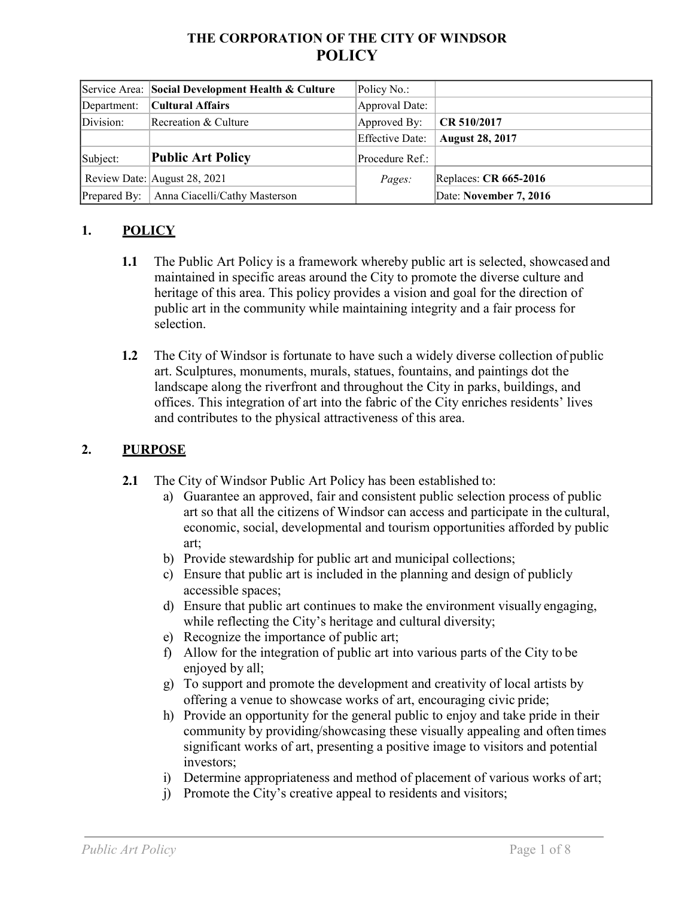# THE CORPORATION OF THE CITY OF WINDSOR
# POLICY

| Service Area: | **Social Development Health & Culture** | Policy No.: | |
|---|---|---|---|
| Department: | **Cultural Affairs** | Approval Date: | |
| Division: | Recreation & Culture | Approved By: | **CR 510/2017** |
| | | Effective Date: | **August 28, 2017** |
| Subject: | **Public Art Policy** | Procedure Ref.: | |
| Review Date: | August 28, 2021 | *Pages:* | Replaces: **CR 665-2016** |
| Prepared By: | Anna Ciacelli/Cathy Masterson | | Date: **November 7, 2016** |

## 1. POLICY

**1.1** The Public Art Policy is a framework whereby public art is selected, showcased and maintained in specific areas around the City to promote the diverse culture and heritage of this area. This policy provides a vision and goal for the direction of public art in the community while maintaining integrity and a fair process for selection.

**1.2** The City of Windsor is fortunate to have such a widely diverse collection of public art. Sculptures, monuments, murals, statues, fountains, and paintings dot the landscape along the riverfront and throughout the City in parks, buildings, and offices. This integration of art into the fabric of the City enriches residents' lives and contributes to the physical attractiveness of this area.

## 2. PURPOSE

**2.1** The City of Windsor Public Art Policy has been established to:

a) Guarantee an approved, fair and consistent public selection process of public art so that all the citizens of Windsor can access and participate in the cultural, economic, social, developmental and tourism opportunities afforded by public art;
b) Provide stewardship for public art and municipal collections;
c) Ensure that public art is included in the planning and design of publicly accessible spaces;
d) Ensure that public art continues to make the environment visually engaging, while reflecting the City's heritage and cultural diversity;
e) Recognize the importance of public art;
f) Allow for the integration of public art into various parts of the City to be enjoyed by all;
g) To support and promote the development and creativity of local artists by offering a venue to showcase works of art, encouraging civic pride;
h) Provide an opportunity for the general public to enjoy and take pride in their community by providing/showcasing these visually appealing and often times significant works of art, presenting a positive image to visitors and potential investors;
i) Determine appropriateness and method of placement of various works of art;
j) Promote the City's creative appeal to residents and visitors;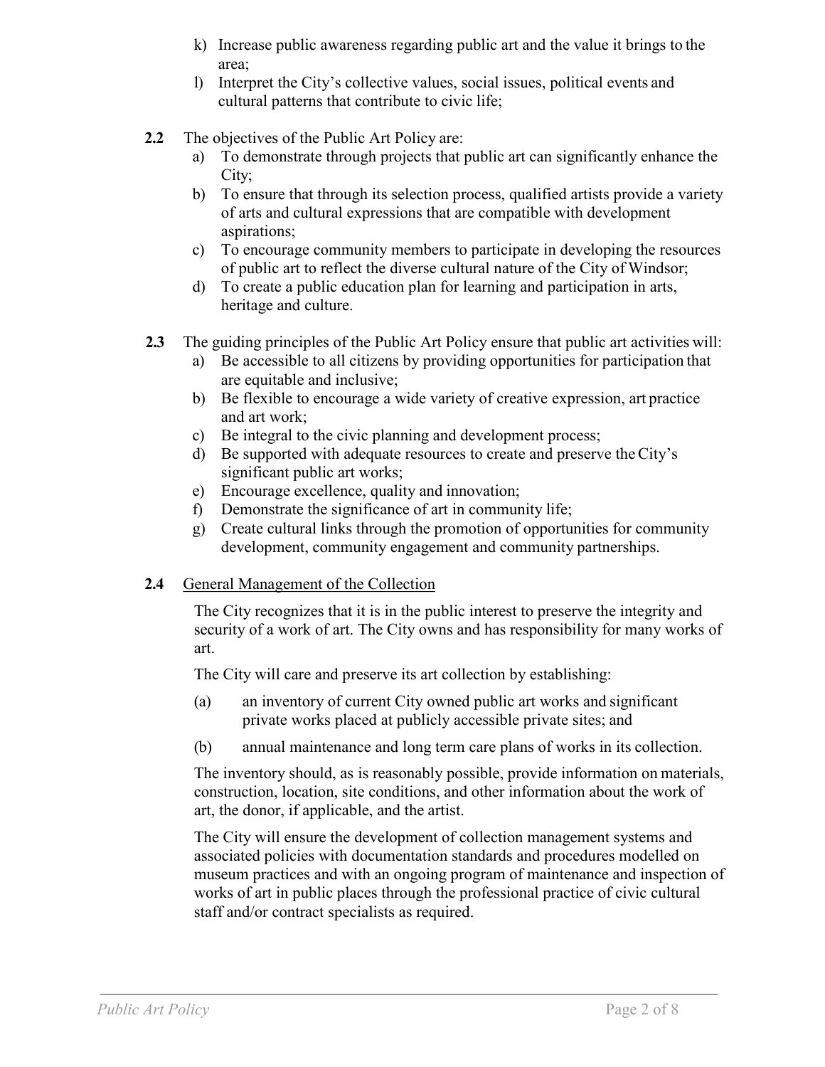k) Increase public awareness regarding public art and the value it brings to the area;

l) Interpret the City's collective values, social issues, political events and cultural patterns that contribute to civic life;

**2.2** The objectives of the Public Art Policy are:

a) To demonstrate through projects that public art can significantly enhance the City;

b) To ensure that through its selection process, qualified artists provide a variety of arts and cultural expressions that are compatible with development aspirations;

c) To encourage community members to participate in developing the resources of public art to reflect the diverse cultural nature of the City of Windsor;

d) To create a public education plan for learning and participation in arts, heritage and culture.

**2.3** The guiding principles of the Public Art Policy ensure that public art activities will:

a) Be accessible to all citizens by providing opportunities for participation that are equitable and inclusive;

b) Be flexible to encourage a wide variety of creative expression, art practice and art work;

c) Be integral to the civic planning and development process;

d) Be supported with adequate resources to create and preserve the City's significant public art works;

e) Encourage excellence, quality and innovation;

f) Demonstrate the significance of art in community life;

g) Create cultural links through the promotion of opportunities for community development, community engagement and community partnerships.

**2.4** General Management of the Collection

The City recognizes that it is in the public interest to preserve the integrity and security of a work of art. The City owns and has responsibility for many works of art.

The City will care and preserve its art collection by establishing:

(a) an inventory of current City owned public art works and significant private works placed at publicly accessible private sites; and

(b) annual maintenance and long term care plans of works in its collection.

The inventory should, as is reasonably possible, provide information on materials, construction, location, site conditions, and other information about the work of art, the donor, if applicable, and the artist.

The City will ensure the development of collection management systems and associated policies with documentation standards and procedures modelled on museum practices and with an ongoing program of maintenance and inspection of works of art in public places through the professional practice of civic cultural staff and/or contract specialists as required.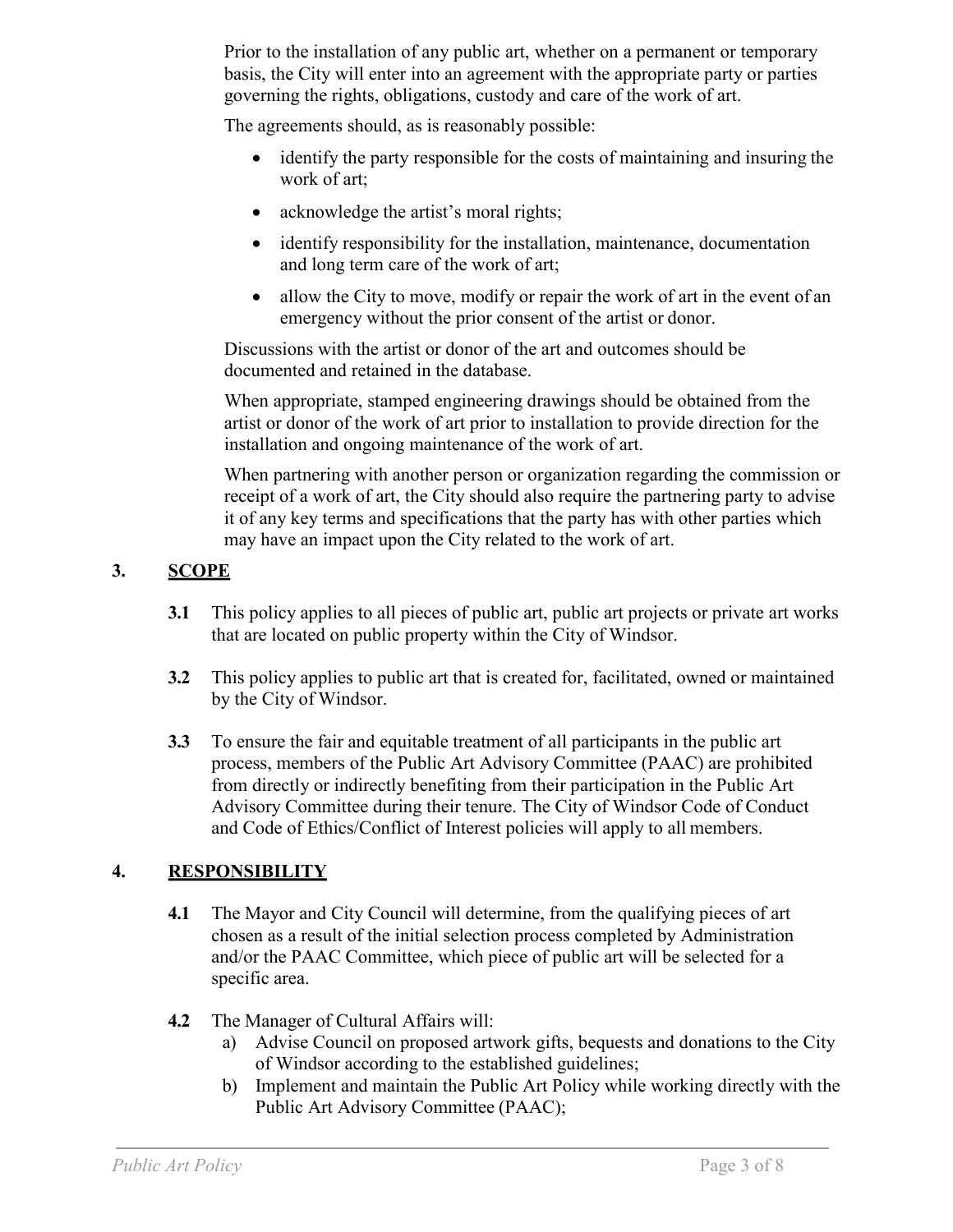Prior to the installation of any public art, whether on a permanent or temporary basis, the City will enter into an agreement with the appropriate party or parties governing the rights, obligations, custody and care of the work of art.

The agreements should, as is reasonably possible:

- identify the party responsible for the costs of maintaining and insuring the work of art;
- acknowledge the artist's moral rights;
- identify responsibility for the installation, maintenance, documentation and long term care of the work of art;
- allow the City to move, modify or repair the work of art in the event of an emergency without the prior consent of the artist or donor.

Discussions with the artist or donor of the art and outcomes should be documented and retained in the database.

When appropriate, stamped engineering drawings should be obtained from the artist or donor of the work of art prior to installation to provide direction for the installation and ongoing maintenance of the work of art.

When partnering with another person or organization regarding the commission or receipt of a work of art, the City should also require the partnering party to advise it of any key terms and specifications that the party has with other parties which may have an impact upon the City related to the work of art.

## 3. SCOPE

**3.1** This policy applies to all pieces of public art, public art projects or private art works that are located on public property within the City of Windsor.

**3.2** This policy applies to public art that is created for, facilitated, owned or maintained by the City of Windsor.

**3.3** To ensure the fair and equitable treatment of all participants in the public art process, members of the Public Art Advisory Committee (PAAC) are prohibited from directly or indirectly benefiting from their participation in the Public Art Advisory Committee during their tenure. The City of Windsor Code of Conduct and Code of Ethics/Conflict of Interest policies will apply to all members.

## 4. RESPONSIBILITY

**4.1** The Mayor and City Council will determine, from the qualifying pieces of art chosen as a result of the initial selection process completed by Administration and/or the PAAC Committee, which piece of public art will be selected for a specific area.

**4.2** The Manager of Cultural Affairs will:

a) Advise Council on proposed artwork gifts, bequests and donations to the City of Windsor according to the established guidelines;

b) Implement and maintain the Public Art Policy while working directly with the Public Art Advisory Committee (PAAC);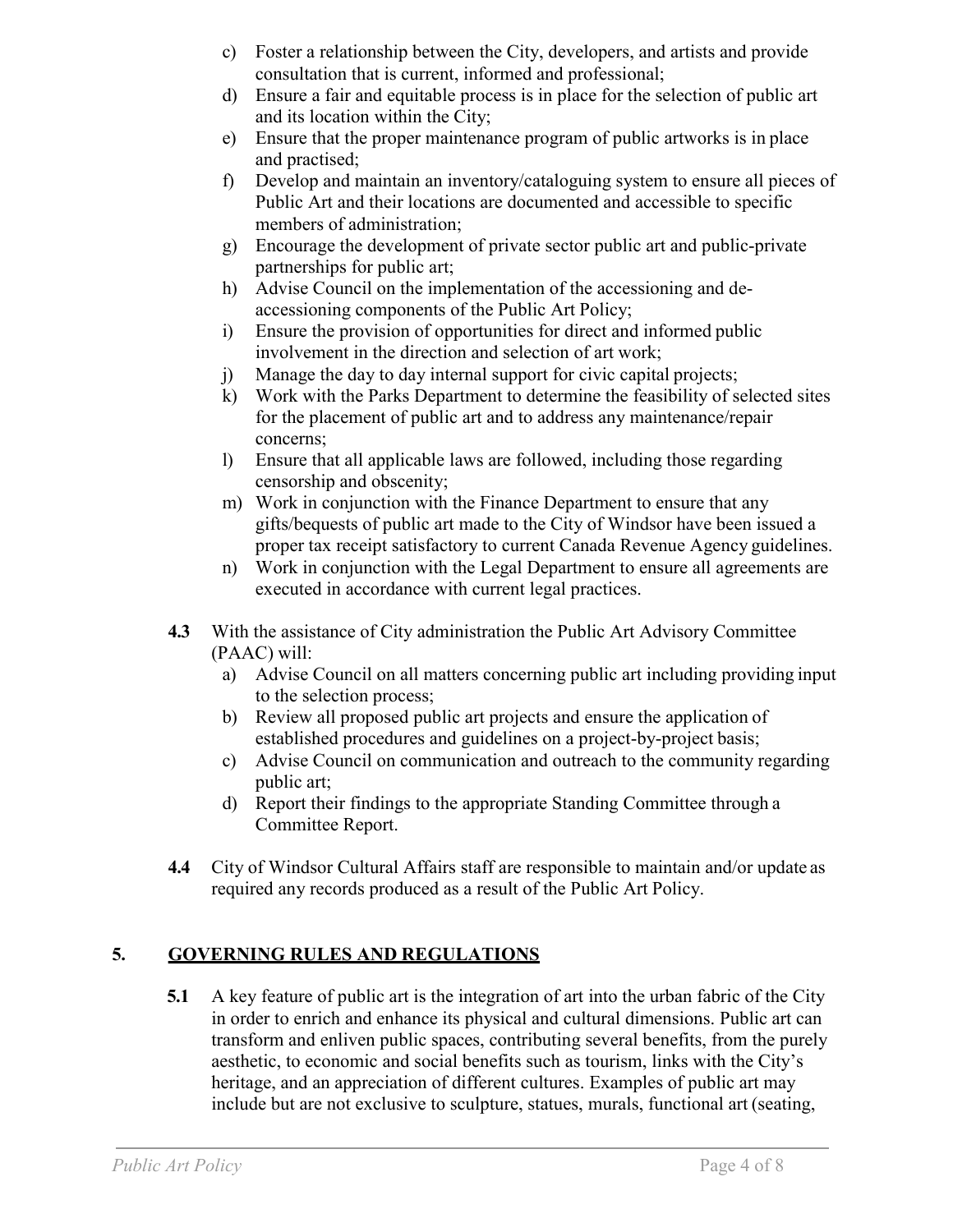c) Foster a relationship between the City, developers, and artists and provide consultation that is current, informed and professional;
d) Ensure a fair and equitable process is in place for the selection of public art and its location within the City;
e) Ensure that the proper maintenance program of public artworks is in place and practised;
f) Develop and maintain an inventory/cataloguing system to ensure all pieces of Public Art and their locations are documented and accessible to specific members of administration;
g) Encourage the development of private sector public art and public-private partnerships for public art;
h) Advise Council on the implementation of the accessioning and de-accessioning components of the Public Art Policy;
i) Ensure the provision of opportunities for direct and informed public involvement in the direction and selection of art work;
j) Manage the day to day internal support for civic capital projects;
k) Work with the Parks Department to determine the feasibility of selected sites for the placement of public art and to address any maintenance/repair concerns;
l) Ensure that all applicable laws are followed, including those regarding censorship and obscenity;
m) Work in conjunction with the Finance Department to ensure that any gifts/bequests of public art made to the City of Windsor have been issued a proper tax receipt satisfactory to current Canada Revenue Agency guidelines.
n) Work in conjunction with the Legal Department to ensure all agreements are executed in accordance with current legal practices.

**4.3** With the assistance of City administration the Public Art Advisory Committee (PAAC) will:

a) Advise Council on all matters concerning public art including providing input to the selection process;
b) Review all proposed public art projects and ensure the application of established procedures and guidelines on a project-by-project basis;
c) Advise Council on communication and outreach to the community regarding public art;
d) Report their findings to the appropriate Standing Committee through a Committee Report.

**4.4** City of Windsor Cultural Affairs staff are responsible to maintain and/or update as required any records produced as a result of the Public Art Policy.

## 5. GOVERNING RULES AND REGULATIONS

**5.1** A key feature of public art is the integration of art into the urban fabric of the City in order to enrich and enhance its physical and cultural dimensions. Public art can transform and enliven public spaces, contributing several benefits, from the purely aesthetic, to economic and social benefits such as tourism, links with the City's heritage, and an appreciation of different cultures. Examples of public art may include but are not exclusive to sculpture, statues, murals, functional art (seating,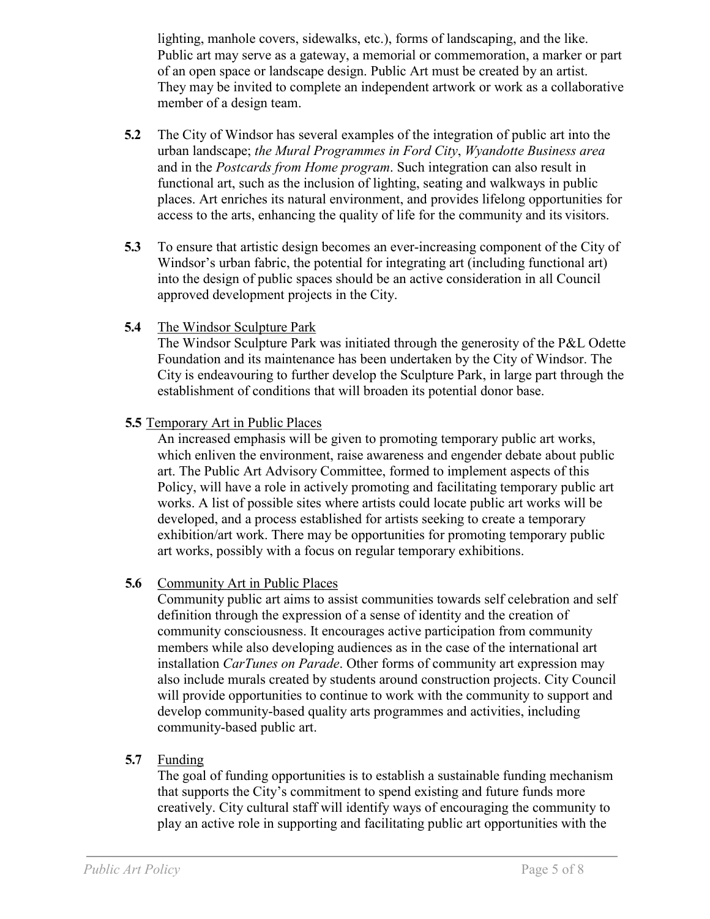lighting, manhole covers, sidewalks, etc.), forms of landscaping, and the like. Public art may serve as a gateway, a memorial or commemoration, a marker or part of an open space or landscape design. Public Art must be created by an artist. They may be invited to complete an independent artwork or work as a collaborative member of a design team.

**5.2** The City of Windsor has several examples of the integration of public art into the urban landscape; *the Mural Programmes in Ford City*, *Wyandotte Business area* and in the *Postcards from Home program*. Such integration can also result in functional art, such as the inclusion of lighting, seating and walkways in public places. Art enriches its natural environment, and provides lifelong opportunities for access to the arts, enhancing the quality of life for the community and its visitors.

**5.3** To ensure that artistic design becomes an ever-increasing component of the City of Windsor's urban fabric, the potential for integrating art (including functional art) into the design of public spaces should be an active consideration in all Council approved development projects in the City.

**5.4** <u>The Windsor Sculpture Park</u>

The Windsor Sculpture Park was initiated through the generosity of the P&L Odette Foundation and its maintenance has been undertaken by the City of Windsor. The City is endeavouring to further develop the Sculpture Park, in large part through the establishment of conditions that will broaden its potential donor base.

**5.5** <u>Temporary Art in Public Places</u>

An increased emphasis will be given to promoting temporary public art works, which enliven the environment, raise awareness and engender debate about public art. The Public Art Advisory Committee, formed to implement aspects of this Policy, will have a role in actively promoting and facilitating temporary public art works. A list of possible sites where artists could locate public art works will be developed, and a process established for artists seeking to create a temporary exhibition/art work. There may be opportunities for promoting temporary public art works, possibly with a focus on regular temporary exhibitions.

**5.6** <u>Community Art in Public Places</u>

Community public art aims to assist communities towards self celebration and self definition through the expression of a sense of identity and the creation of community consciousness. It encourages active participation from community members while also developing audiences as in the case of the international art installation *CarTunes on Parade*. Other forms of community art expression may also include murals created by students around construction projects. City Council will provide opportunities to continue to work with the community to support and develop community-based quality arts programmes and activities, including community-based public art.

**5.7** <u>Funding</u>

The goal of funding opportunities is to establish a sustainable funding mechanism that supports the City's commitment to spend existing and future funds more creatively. City cultural staff will identify ways of encouraging the community to play an active role in supporting and facilitating public art opportunities with the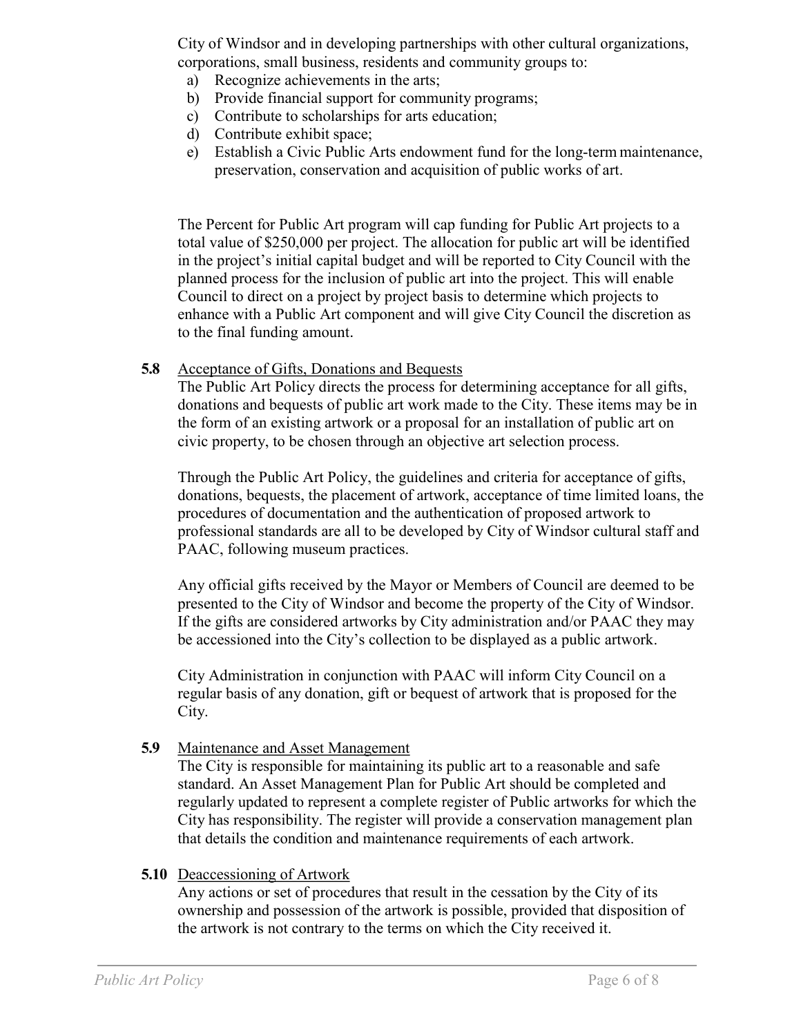City of Windsor and in developing partnerships with other cultural organizations, corporations, small business, residents and community groups to:

a) Recognize achievements in the arts;
b) Provide financial support for community programs;
c) Contribute to scholarships for arts education;
d) Contribute exhibit space;
e) Establish a Civic Public Arts endowment fund for the long-term maintenance, preservation, conservation and acquisition of public works of art.

The Percent for Public Art program will cap funding for Public Art projects to a total value of $250,000 per project. The allocation for public art will be identified in the project's initial capital budget and will be reported to City Council with the planned process for the inclusion of public art into the project. This will enable Council to direct on a project by project basis to determine which projects to enhance with a Public Art component and will give City Council the discretion as to the final funding amount.

**5.8** Acceptance of Gifts, Donations and Bequests

The Public Art Policy directs the process for determining acceptance for all gifts, donations and bequests of public art work made to the City. These items may be in the form of an existing artwork or a proposal for an installation of public art on civic property, to be chosen through an objective art selection process.

Through the Public Art Policy, the guidelines and criteria for acceptance of gifts, donations, bequests, the placement of artwork, acceptance of time limited loans, the procedures of documentation and the authentication of proposed artwork to professional standards are all to be developed by City of Windsor cultural staff and PAAC, following museum practices.

Any official gifts received by the Mayor or Members of Council are deemed to be presented to the City of Windsor and become the property of the City of Windsor. If the gifts are considered artworks by City administration and/or PAAC they may be accessioned into the City's collection to be displayed as a public artwork.

City Administration in conjunction with PAAC will inform City Council on a regular basis of any donation, gift or bequest of artwork that is proposed for the City.

**5.9** Maintenance and Asset Management

The City is responsible for maintaining its public art to a reasonable and safe standard. An Asset Management Plan for Public Art should be completed and regularly updated to represent a complete register of Public artworks for which the City has responsibility. The register will provide a conservation management plan that details the condition and maintenance requirements of each artwork.

**5.10** Deaccessioning of Artwork

Any actions or set of procedures that result in the cessation by the City of its ownership and possession of the artwork is possible, provided that disposition of the artwork is not contrary to the terms on which the City received it.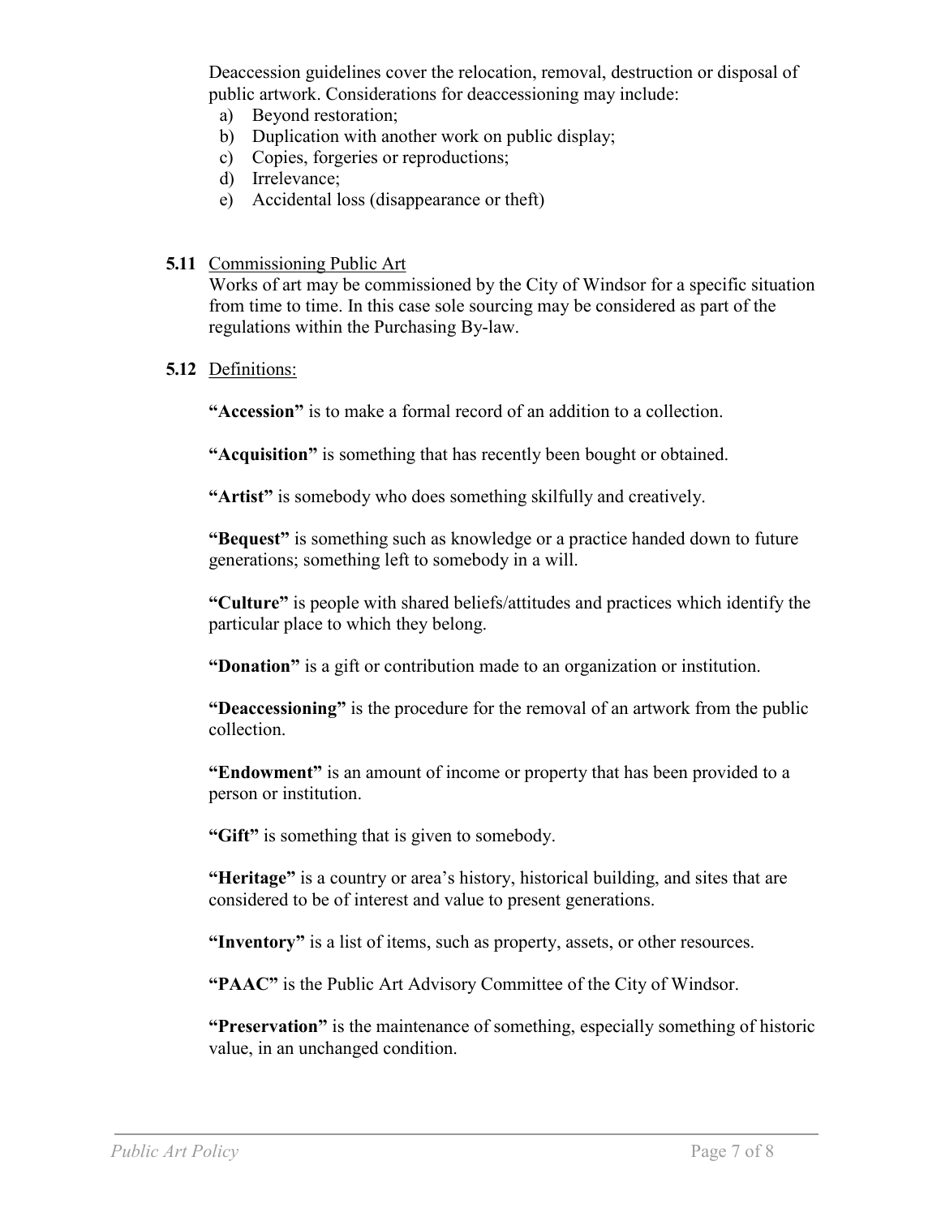Deaccession guidelines cover the relocation, removal, destruction or disposal of public artwork. Considerations for deaccessioning may include:

a) Beyond restoration;
b) Duplication with another work on public display;
c) Copies, forgeries or reproductions;
d) Irrelevance;
e) Accidental loss (disappearance or theft)

**5.11** Commissioning Public Art

Works of art may be commissioned by the City of Windsor for a specific situation from time to time. In this case sole sourcing may be considered as part of the regulations within the Purchasing By-law.

**5.12** Definitions:

**"Accession"** is to make a formal record of an addition to a collection.

**"Acquisition"** is something that has recently been bought or obtained.

**"Artist"** is somebody who does something skilfully and creatively.

**"Bequest"** is something such as knowledge or a practice handed down to future generations; something left to somebody in a will.

**"Culture"** is people with shared beliefs/attitudes and practices which identify the particular place to which they belong.

**"Donation"** is a gift or contribution made to an organization or institution.

**"Deaccessioning"** is the procedure for the removal of an artwork from the public collection.

**"Endowment"** is an amount of income or property that has been provided to a person or institution.

**"Gift"** is something that is given to somebody.

**"Heritage"** is a country or area's history, historical building, and sites that are considered to be of interest and value to present generations.

**"Inventory"** is a list of items, such as property, assets, or other resources.

**"PAAC"** is the Public Art Advisory Committee of the City of Windsor.

**"Preservation"** is the maintenance of something, especially something of historic value, in an unchanged condition.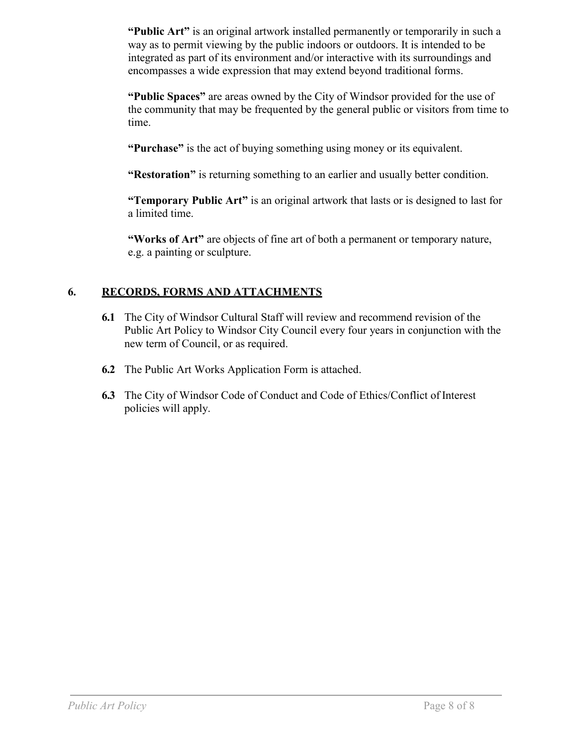**"Public Art"** is an original artwork installed permanently or temporarily in such a way as to permit viewing by the public indoors or outdoors. It is intended to be integrated as part of its environment and/or interactive with its surroundings and encompasses a wide expression that may extend beyond traditional forms.

**"Public Spaces"** are areas owned by the City of Windsor provided for the use of the community that may be frequented by the general public or visitors from time to time.

**"Purchase"** is the act of buying something using money or its equivalent.

**"Restoration"** is returning something to an earlier and usually better condition.

**"Temporary Public Art"** is an original artwork that lasts or is designed to last for a limited time.

**"Works of Art"** are objects of fine art of both a permanent or temporary nature, e.g. a painting or sculpture.

## 6. RECORDS, FORMS AND ATTACHMENTS

**6.1** The City of Windsor Cultural Staff will review and recommend revision of the Public Art Policy to Windsor City Council every four years in conjunction with the new term of Council, or as required.

**6.2** The Public Art Works Application Form is attached.

**6.3** The City of Windsor Code of Conduct and Code of Ethics/Conflict of Interest policies will apply.